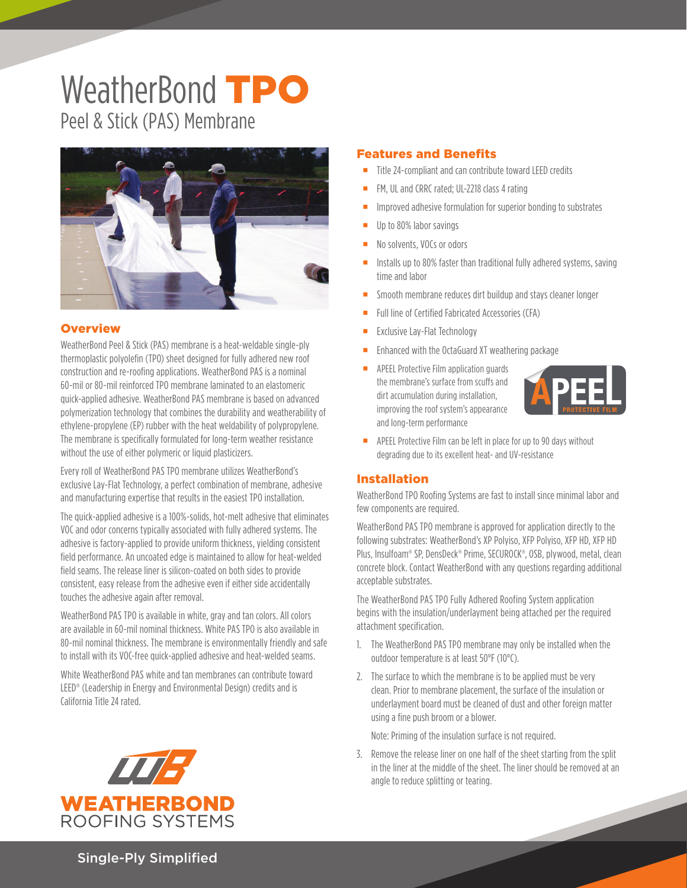# WeatherBond TPO

## Peel & Stick (PAS) Membrane

### Overview

WeatherBond Peel & Stick (PAS) membrane is a heat-weldable single-ply thermoplastic polyolefin (TPO) sheet designed for fully adhered new roof construction and re-roofing applications. WeatherBond PAS is a nominal 60-mil or 80-mil reinforced TPO membrane laminated to an elastomeric quick-applied adhesive. WeatherBond PAS membrane is based on advanced polymerization technology that combines the durability and weatherability of ethylene-propylene (EP) rubber with the heat weldability of polypropylene. The membrane is specifically formulated for long-term weather resistance without the use of either polymeric or liquid plasticizers.

Every roll of WeatherBond PAS TPO membrane utilizes WeatherBond's exclusive Lay-Flat Technology, a perfect combination of membrane, adhesive and manufacturing expertise that results in the easiest TPO installation.

The quick-applied adhesive is a 100%-solids, hot-melt adhesive that eliminates VOC and odor concerns typically associated with fully adhered systems. The adhesive is factory-applied to provide uniform thickness, yielding consistent field performance. An uncoated edge is maintained to allow for heat-welded field seams. The release liner is silicon-coated on both sides to provide consistent, easy release from the adhesive even if either side accidentally touches the adhesive again after removal.

WeatherBond PAS TPO is available in white, gray and tan colors. All colors are available in 60-mil nominal thickness. White PAS TPO is also available in 80-mil nominal thickness. The membrane is environmentally friendly and safe to install with its VOC-free quick-applied adhesive and heat-welded seams.

White WeatherBond PAS white and tan membranes can contribute toward LEED® (Leadership in Energy and Environmental Design) credits and is California Title 24 rated.

### Features and Benefits

- Title 24-compliant and can contribute toward LEED credits
- FM, UL and CRRC rated; UL-2218 class 4 rating
- Improved adhesive formulation for superior bonding to substrates
- Up to 80% labor savings
- No solvents, VOCs or odors
- Installs up to 80% faster than traditional fully adhered systems, saving time and labor
- Smooth membrane reduces dirt buildup and stays cleaner longer
- Full line of Certified Fabricated Accessories (CFA)
- Exclusive Lay-Flat Technology
- Enhanced with the OctaGuard XT weathering package
- APEEL Protective Film application guards the membrane's surface from scuffs and dirt accumulation during installation, improving the roof system's appearance and long-term performance
- APEEL Protective Film can be left in place for up to 90 days without degrading due to its excellent heat- and UV-resistance

### Installation

WeatherBond TPO Roofing Systems are fast to install since minimal labor and few components are required.

WeatherBond PAS TPO membrane is approved for application directly to the following substrates: WeatherBond's XP Polyiso, XFP Polyiso, XFP HD, XFP HD Plus, Insulfoam® SP, DensDeck® Prime, SECUROCK®, OSB, plywood, metal, clean concrete block. Contact WeatherBond with any questions regarding additional acceptable substrates.

The WeatherBond PAS TPO Fully Adhered Roofing System application begins with the insulation/underlayment being attached per the required attachment specification.

1. The WeatherBond PAS TPO membrane may only be installed when the outdoor temperature is at least 50°F (10°C).
2. The surface to which the membrane is to be applied must be very clean. Prior to membrane placement, the surface of the insulation or underlayment board must be cleaned of dust and other foreign matter using a fine push broom or a blower.

   Note: Priming of the insulation surface is not required.
3. Remove the release liner on one half of the sheet starting from the split in the liner at the middle of the sheet. The liner should be removed at an angle to reduce splitting or tearing.

WEATHERBOND ROOFING SYSTEMS

Single-Ply Simplified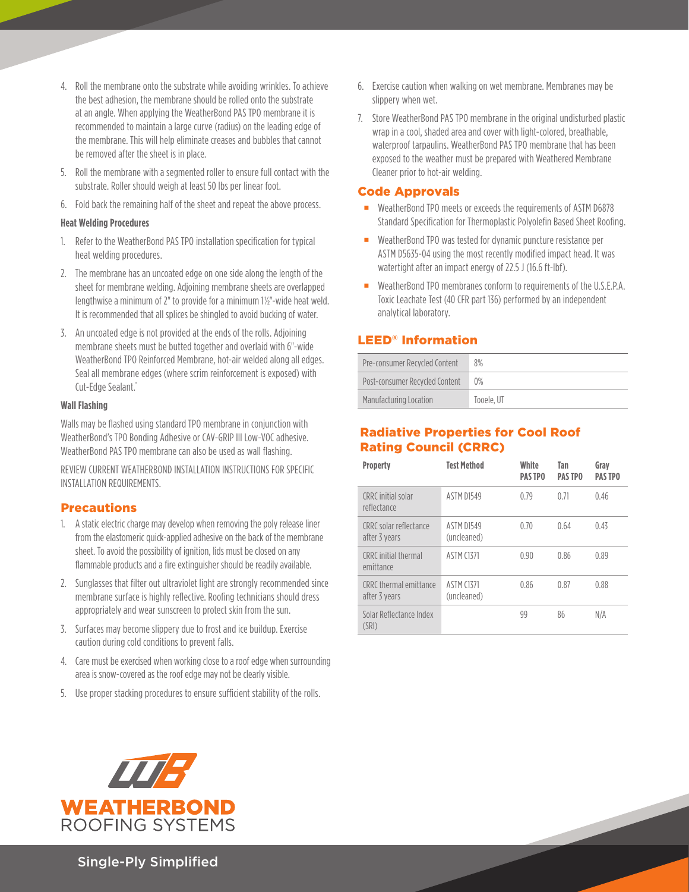4. Roll the membrane onto the substrate while avoiding wrinkles. To achieve the best adhesion, the membrane should be rolled onto the substrate at an angle. When applying the WeatherBond PAS TPO membrane it is recommended to maintain a large curve (radius) on the leading edge of the membrane. This will help eliminate creases and bubbles that cannot be removed after the sheet is in place.
5. Roll the membrane with a segmented roller to ensure full contact with the substrate. Roller should weigh at least 50 lbs per linear foot.
6. Fold back the remaining half of the sheet and repeat the above process.

**Heat Welding Procedures**

1. Refer to the WeatherBond PAS TPO installation specification for typical heat welding procedures.
2. The membrane has an uncoated edge on one side along the length of the sheet for membrane welding. Adjoining membrane sheets are overlapped lengthwise a minimum of 2" to provide for a minimum 1½"-wide heat weld. It is recommended that all splices be shingled to avoid bucking of water.
3. An uncoated edge is not provided at the ends of the rolls. Adjoining membrane sheets must be butted together and overlaid with 6"-wide WeatherBond TPO Reinforced Membrane, hot-air welded along all edges. Seal all membrane edges (where scrim reinforcement is exposed) with Cut-Edge Sealant.*

**Wall Flashing**

Walls may be flashed using standard TPO membrane in conjunction with WeatherBond's TPO Bonding Adhesive or CAV-GRIP III Low-VOC adhesive. WeatherBond PAS TPO membrane can also be used as wall flashing.

REVIEW CURRENT WEATHERBOND INSTALLATION INSTRUCTIONS FOR SPECIFIC INSTALLATION REQUIREMENTS.

## Precautions

1. A static electric charge may develop when removing the poly release liner from the elastomeric quick-applied adhesive on the back of the membrane sheet. To avoid the possibility of ignition, lids must be closed on any flammable products and a fire extinguisher should be readily available.
2. Sunglasses that filter out ultraviolet light are strongly recommended since membrane surface is highly reflective. Roofing technicians should dress appropriately and wear sunscreen to protect skin from the sun.
3. Surfaces may become slippery due to frost and ice buildup. Exercise caution during cold conditions to prevent falls.
4. Care must be exercised when working close to a roof edge when surrounding area is snow-covered as the roof edge may not be clearly visible.
5. Use proper stacking procedures to ensure sufficient stability of the rolls.
6. Exercise caution when walking on wet membrane. Membranes may be slippery when wet.
7. Store WeatherBond PAS TPO membrane in the original undisturbed plastic wrap in a cool, shaded area and cover with light-colored, breathable, waterproof tarpaulins. WeatherBond PAS TPO membrane that has been exposed to the weather must be prepared with Weathered Membrane Cleaner prior to hot-air welding.

## Code Approvals

- WeatherBond TPO meets or exceeds the requirements of ASTM D6878 Standard Specification for Thermoplastic Polyolefin Based Sheet Roofing.
- WeatherBond TPO was tested for dynamic puncture resistance per ASTM D5635-04 using the most recently modified impact head. It was watertight after an impact energy of 22.5 J (16.6 ft-lbf).
- WeatherBond TPO membranes conform to requirements of the U.S.E.P.A. Toxic Leachate Test (40 CFR part 136) performed by an independent analytical laboratory.

## LEED® Information

| | |
|---|---|
| Pre-consumer Recycled Content | 8% |
| Post-consumer Recycled Content | 0% |
| Manufacturing Location | Tooele, UT |

## Radiative Properties for Cool Roof Rating Council (CRRC)

| Property | Test Method | White PAS TPO | Tan PAS TPO | Gray PAS TPO |
|---|---|---|---|---|
| CRRC initial solar reflectance | ASTM D1549 | 0.79 | 0.71 | 0.46 |
| CRRC solar reflectance after 3 years | ASTM D1549 (uncleaned) | 0.70 | 0.64 | 0.43 |
| CRRC initial thermal emittance | ASTM C1371 | 0.90 | 0.86 | 0.89 |
| CRRC thermal emittance after 3 years | ASTM C1371 (uncleaned) | 0.86 | 0.87 | 0.88 |
| Solar Reflectance Index (SRI) | | 99 | 86 | N/A |

WEATHERBOND ROOFING SYSTEMS

Single-Ply Simplified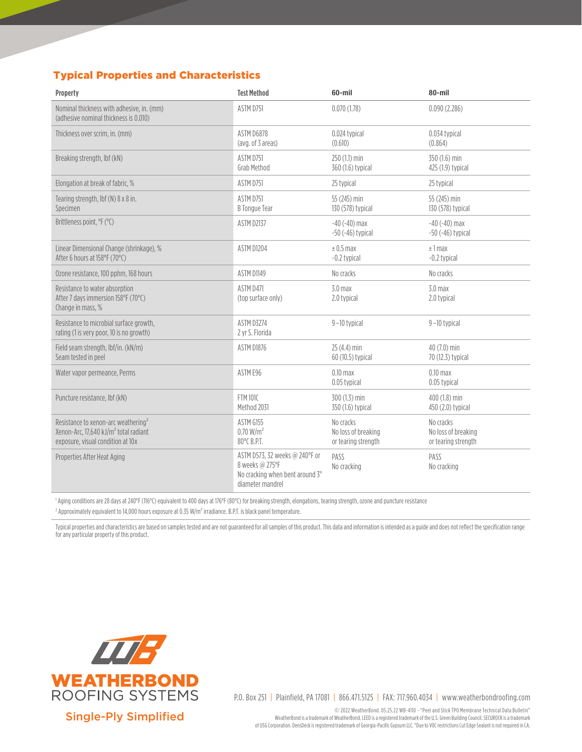## Typical Properties and Characteristics

| Property | Test Method | 60-mil | 80-mil |
|---|---|---|---|
| Nominal thickness with adhesive, in. (mm) (adhesive nominal thickness is 0.010) | ASTM D751 | 0.070 (1.78) | 0.090 (2.286) |
| Thickness over scrim, in. (mm) | ASTM D6878 (avg. of 3 areas) | 0.024 typical (0.610) | 0.034 typical (0.864) |
| Breaking strength, lbf (kN) | ASTM D751 Grab Method | 250 (1.1) min 360 (1.6) typical | 350 (1.6) min 425 (1.9) typical |
| Elongation at break of fabric, % | ASTM D751 | 25 typical | 25 typical |
| Tearing strength, lbf (N) 8 x 8 in. Specimen | ASTM D751 B Tongue Tear | 55 (245) min 130 (578) typical | 55 (245) min 130 (578) typical |
| Brittleness point, °F (°C) | ASTM D2137 | -40 (-40) max -50 (-46) typical | -40 (-40) max -50 (-46) typical |
| Linear Dimensional Change (shrinkage), % After 6 hours at 158°F (70°C) | ASTM D1204 | ± 0.5 max -0.2 typical | ± 1 max -0.2 typical |
| Ozone resistance, 100 pphm, 168 hours | ASTM D1149 | No cracks | No cracks |
| Resistance to water absorption After 7 days immersion 158°F (70°C) Change in mass, % | ASTM D471 (top surface only) | 3.0 max 2.0 typical | 3.0 max 2.0 typical |
| Resistance to microbial surface growth, rating (1 is very poor, 10 is no growth) | ASTM D3274 2 yr S. Florida | 9–10 typical | 9–10 typical |
| Field seam strength, lbf/in. (kN/m) Seam tested in peel | ASTM D1876 | 25 (4.4) min 60 (10.5) typical | 40 (7.0) min 70 (12.3) typical |
| Water vapor permeance, Perms | ASTM E96 | 0.10 max 0.05 typical | 0.10 max 0.05 typical |
| Puncture resistance, lbf (kN) | FTM 101C Method 2031 | 300 (1.3) min 350 (1.6) typical | 400 (1.8) min 450 (2.0) typical |
| Resistance to xenon-arc weathering[2] Xenon-Arc, 17,640 kJ/m² total radiant exposure, visual condition at 10x | ASTM G155 0.70 W/m² 80°C B.P.T. | No cracks No loss of breaking or tearing strength | No cracks No loss of breaking or tearing strength |
| Properties After Heat Aging | ASTM D573, 32 weeks @ 240°F or 8 weeks @ 275°F No cracking when bent around 3" diameter mandrel | PASS No cracking | PASS No cracking |

[1] Aging conditions are 28 days at 240°F (116°C) equivalent to 400 days at 176°F (80°C) for breaking strength, elongations, tearing strength, ozone and puncture resistance

[2] Approximately equivalent to 14,000 hours exposure at 0.35 W/m² irradiance. B.P.T. is black panel temperature.

Typical properties and characteristics are based on samples tested and are not guaranteed for all samples of this product. This data and information is intended as a guide and does not reflect the specification range for any particular property of this product.

WEATHERBOND ROOFING SYSTEMS

Single-Ply Simplified

P.O. Box 251 | Plainfield, PA 17081 | 866.471.5125 | FAX: 717.960.4034 | www.weatherbondroofing.com

© 2022 WeatherBond. 05.25.22 WB-4110 - "Peel and Stick TPO Membrane Technical Data Bulletin"
WeatherBond is a trademark of WeatherBond. LEED is a registered trademark of the U.S. Green Building Council. SECUROCK is a trademark of USG Corporation. DensDeck is registered trademark of Georgia-Pacific Gypsum LLC. *Due to VOC restrictions Cut Edge Sealant is not required in CA.